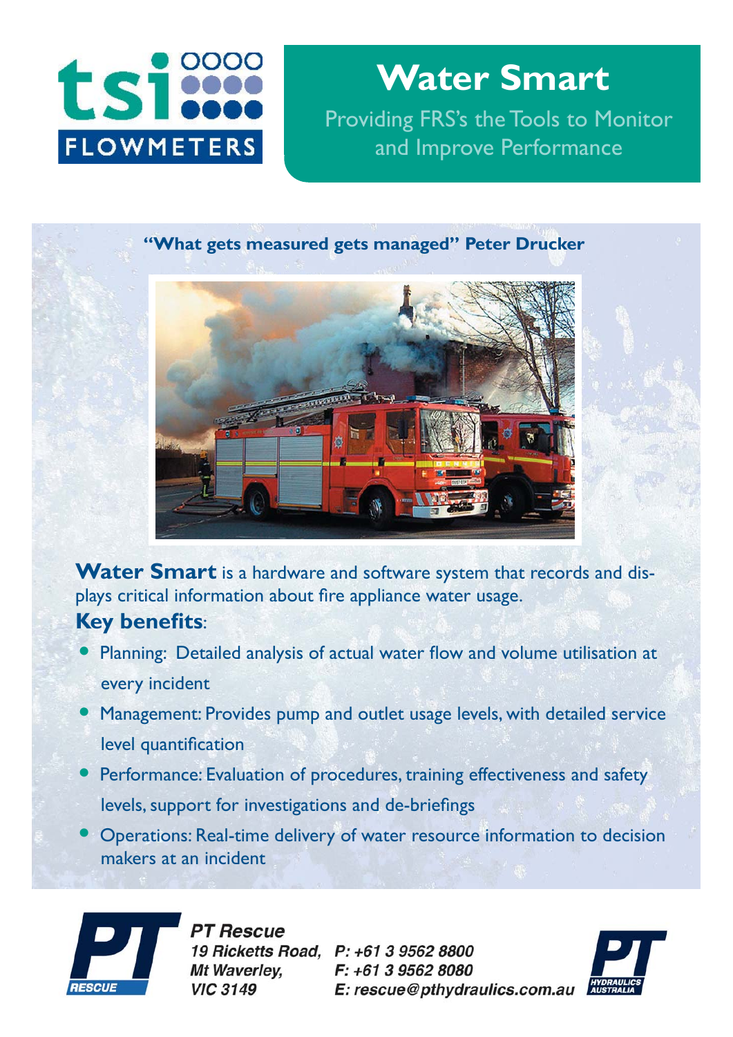tsi FLOWMETERS

# Water Smart

Providing FRS's the Tools to Monitor and Improve Performance

**"What gets measured gets managed" Peter Drucker**

**Water Smart** is a hardware and software system that records and displays critical information about fire appliance water usage.

**Key benefits**:

- Planning: Detailed analysis of actual water flow and volume utilisation at every incident
- Management: Provides pump and outlet usage levels, with detailed service level quantification
- Performance: Evaluation of procedures, training effectiveness and safety levels, support for investigations and de-briefings
- Operations: Real-time delivery of water resource information to decision makers at an incident

***PT Rescue***
*19 Ricketts Road,*
*Mt Waverley,*
*VIC 3149*

*P: +61 3 9562 8800*
*F: +61 3 9562 8080*
*E: rescue@pthydraulics.com.au*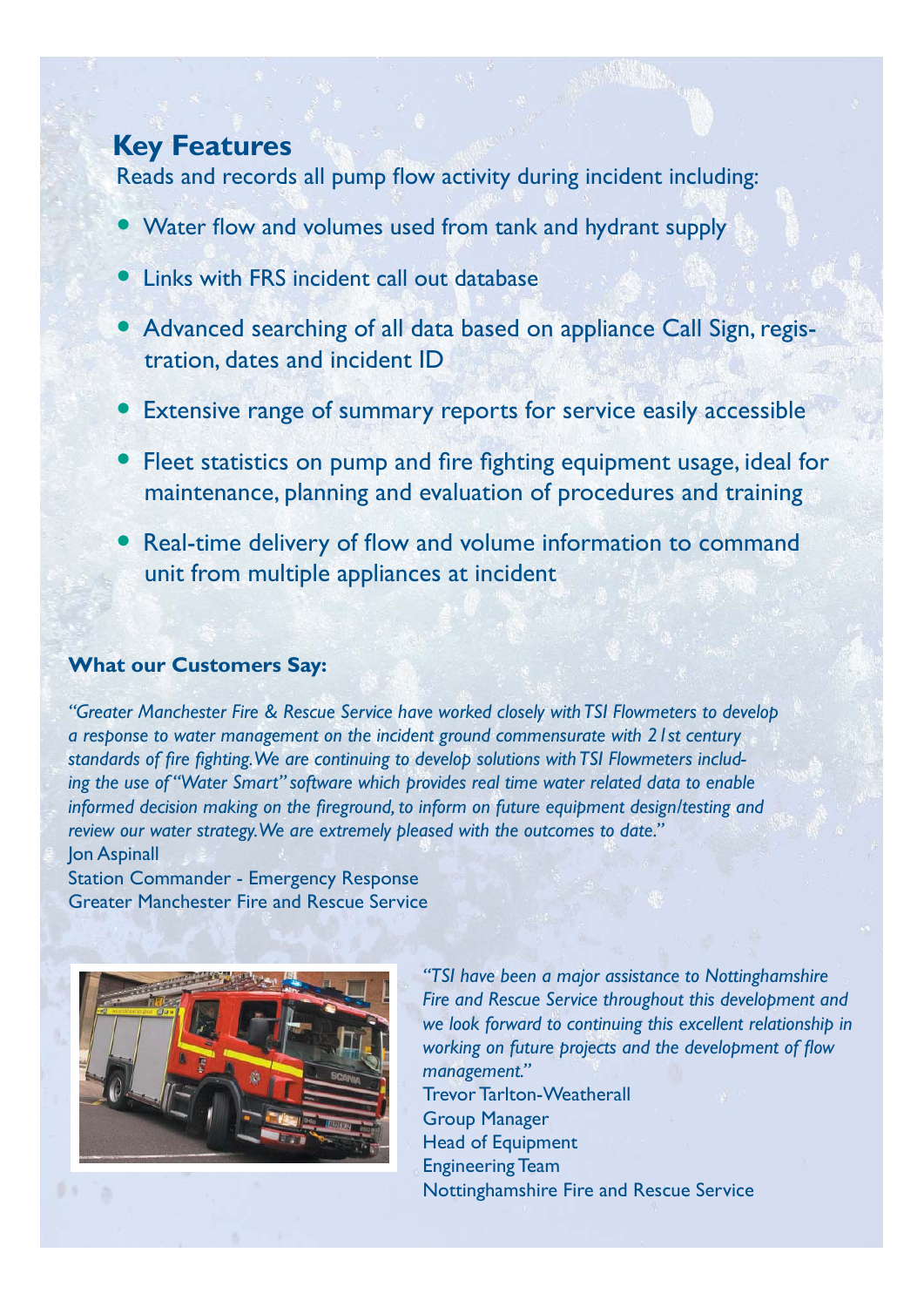## Key Features

Reads and records all pump flow activity during incident including:

- Water flow and volumes used from tank and hydrant supply
- Links with FRS incident call out database
- Advanced searching of all data based on appliance Call Sign, registration, dates and incident ID
- Extensive range of summary reports for service easily accessible
- Fleet statistics on pump and fire fighting equipment usage, ideal for maintenance, planning and evaluation of procedures and training
- Real-time delivery of flow and volume information to command unit from multiple appliances at incident

**What our Customers Say:**

*"Greater Manchester Fire & Rescue Service have worked closely with TSI Flowmeters to develop a response to water management on the incident ground commensurate with 21st century standards of fire fighting. We are continuing to develop solutions with TSI Flowmeters including the use of "Water Smart" software which provides real time water related data to enable informed decision making on the fireground, to inform on future equipment design/testing and review our water strategy. We are extremely pleased with the outcomes to date."*

Jon Aspinall
Station Commander - Emergency Response
Greater Manchester Fire and Rescue Service

*"TSI have been a major assistance to Nottinghamshire Fire and Rescue Service throughout this development and we look forward to continuing this excellent relationship in working on future projects and the development of flow management."*

Trevor Tarlton-Weatherall
Group Manager
Head of Equipment
Engineering Team
Nottinghamshire Fire and Rescue Service